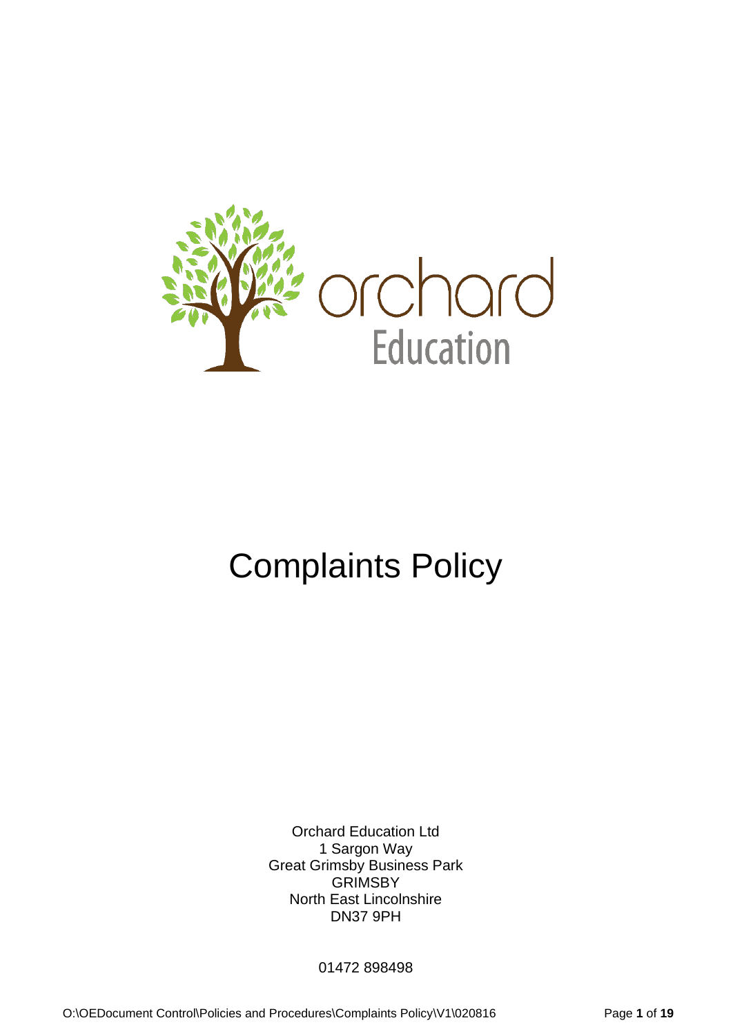orchard Education

# Complaints Policy

Orchard Education Ltd
1 Sargon Way
Great Grimsby Business Park
GRIMSBY
North East Lincolnshire
DN37 9PH

01472 898498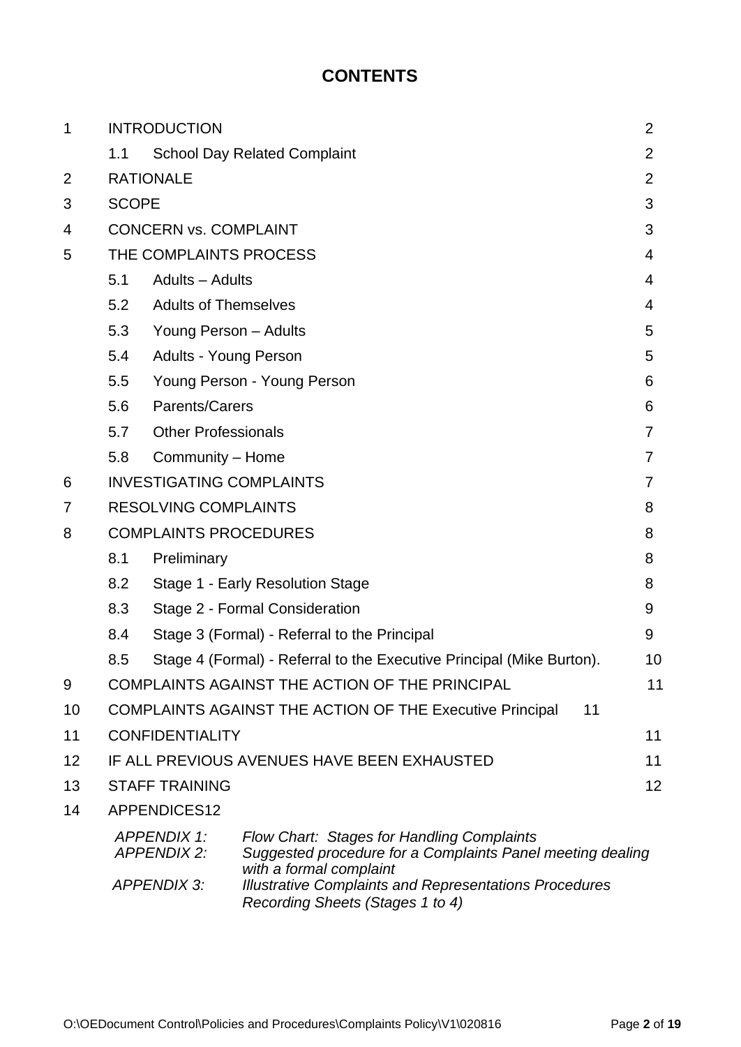# CONTENTS

| | | | |
|---|---|---|---|
| 1 | INTRODUCTION | | 2 |
| | 1.1 | School Day Related Complaint | 2 |
| 2 | RATIONALE | | 2 |
| 3 | SCOPE | | 3 |
| 4 | CONCERN vs. COMPLAINT | | 3 |
| 5 | THE COMPLAINTS PROCESS | | 4 |
| | 5.1 | Adults – Adults | 4 |
| | 5.2 | Adults of Themselves | 4 |
| | 5.3 | Young Person – Adults | 5 |
| | 5.4 | Adults - Young Person | 5 |
| | 5.5 | Young Person - Young Person | 6 |
| | 5.6 | Parents/Carers | 6 |
| | 5.7 | Other Professionals | 7 |
| | 5.8 | Community – Home | 7 |
| 6 | INVESTIGATING COMPLAINTS | | 7 |
| 7 | RESOLVING COMPLAINTS | | 8 |
| 8 | COMPLAINTS PROCEDURES | | 8 |
| | 8.1 | Preliminary | 8 |
| | 8.2 | Stage 1 - Early Resolution Stage | 8 |
| | 8.3 | Stage 2 - Formal Consideration | 9 |
| | 8.4 | Stage 3 (Formal) - Referral to the Principal | 9 |
| | 8.5 | Stage 4 (Formal) - Referral to the Executive Principal (Mike Burton). | 10 |
| 9 | COMPLAINTS AGAINST THE ACTION OF THE PRINCIPAL | | 11 |
| 10 | COMPLAINTS AGAINST THE ACTION OF THE Executive Principal | | 11 |
| 11 | CONFIDENTIALITY | | 11 |
| 12 | IF ALL PREVIOUS AVENUES HAVE BEEN EXHAUSTED | | 11 |
| 13 | STAFF TRAINING | | 12 |
| 14 | APPENDICES12 | | |

*APPENDIX 1:* *Flow Chart: Stages for Handling Complaints*
*APPENDIX 2:* *Suggested procedure for a Complaints Panel meeting dealing with a formal complaint*
*APPENDIX 3:* *Illustrative Complaints and Representations Procedures Recording Sheets (Stages 1 to 4)*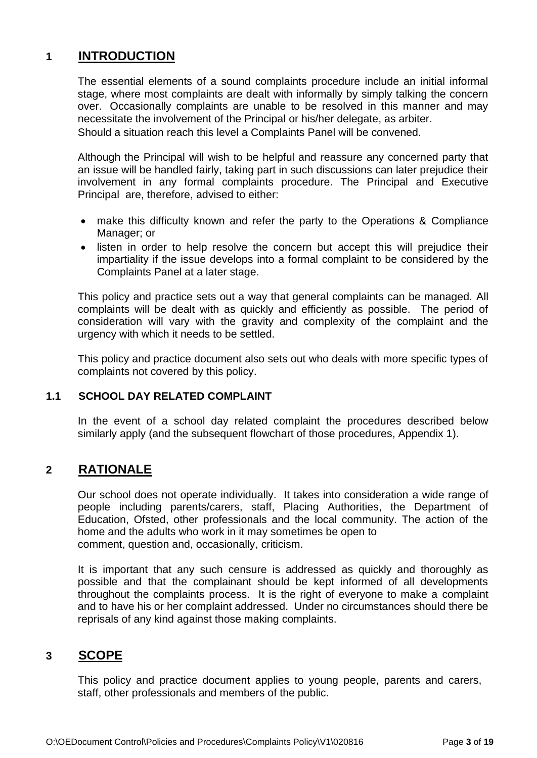# 1 INTRODUCTION

The essential elements of a sound complaints procedure include an initial informal stage, where most complaints are dealt with informally by simply talking the concern over. Occasionally complaints are unable to be resolved in this manner and may necessitate the involvement of the Principal or his/her delegate, as arbiter. Should a situation reach this level a Complaints Panel will be convened.

Although the Principal will wish to be helpful and reassure any concerned party that an issue will be handled fairly, taking part in such discussions can later prejudice their involvement in any formal complaints procedure. The Principal and Executive Principal are, therefore, advised to either:

- make this difficulty known and refer the party to the Operations & Compliance Manager; or
- listen in order to help resolve the concern but accept this will prejudice their impartiality if the issue develops into a formal complaint to be considered by the Complaints Panel at a later stage.

This policy and practice sets out a way that general complaints can be managed. All complaints will be dealt with as quickly and efficiently as possible. The period of consideration will vary with the gravity and complexity of the complaint and the urgency with which it needs to be settled.

This policy and practice document also sets out who deals with more specific types of complaints not covered by this policy.

## 1.1 SCHOOL DAY RELATED COMPLAINT

In the event of a school day related complaint the procedures described below similarly apply (and the subsequent flowchart of those procedures, Appendix 1).

# 2 RATIONALE

Our school does not operate individually. It takes into consideration a wide range of people including parents/carers, staff, Placing Authorities, the Department of Education, Ofsted, other professionals and the local community. The action of the home and the adults who work in it may sometimes be open to comment, question and, occasionally, criticism.

It is important that any such censure is addressed as quickly and thoroughly as possible and that the complainant should be kept informed of all developments throughout the complaints process. It is the right of everyone to make a complaint and to have his or her complaint addressed. Under no circumstances should there be reprisals of any kind against those making complaints.

# 3 SCOPE

This policy and practice document applies to young people, parents and carers, staff, other professionals and members of the public.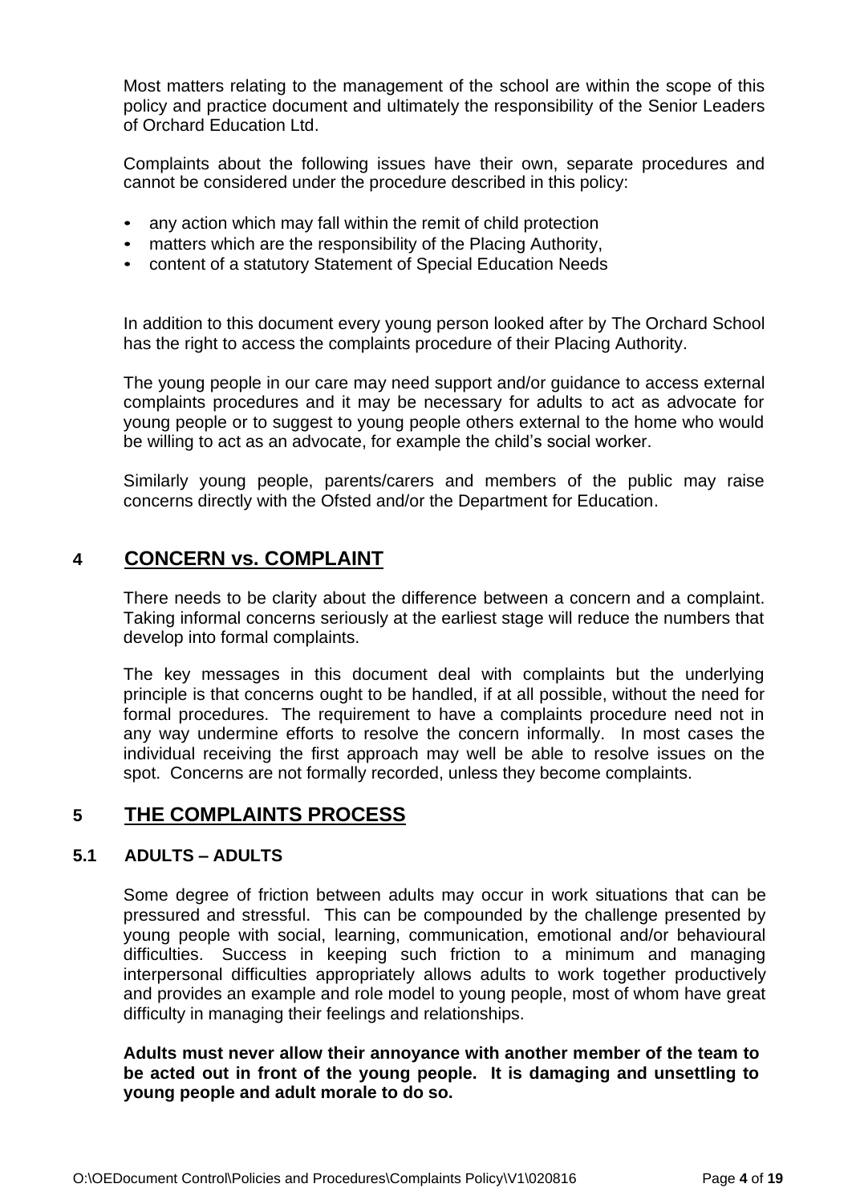Most matters relating to the management of the school are within the scope of this policy and practice document and ultimately the responsibility of the Senior Leaders of Orchard Education Ltd.

Complaints about the following issues have their own, separate procedures and cannot be considered under the procedure described in this policy:

- any action which may fall within the remit of child protection
- matters which are the responsibility of the Placing Authority,
- content of a statutory Statement of Special Education Needs

In addition to this document every young person looked after by The Orchard School has the right to access the complaints procedure of their Placing Authority.

The young people in our care may need support and/or guidance to access external complaints procedures and it may be necessary for adults to act as advocate for young people or to suggest to young people others external to the home who would be willing to act as an advocate, for example the child's social worker.

Similarly young people, parents/carers and members of the public may raise concerns directly with the Ofsted and/or the Department for Education.

## 4 CONCERN vs. COMPLAINT

There needs to be clarity about the difference between a concern and a complaint. Taking informal concerns seriously at the earliest stage will reduce the numbers that develop into formal complaints.

The key messages in this document deal with complaints but the underlying principle is that concerns ought to be handled, if at all possible, without the need for formal procedures. The requirement to have a complaints procedure need not in any way undermine efforts to resolve the concern informally. In most cases the individual receiving the first approach may well be able to resolve issues on the spot. Concerns are not formally recorded, unless they become complaints.

## 5 THE COMPLAINTS PROCESS

### 5.1 ADULTS – ADULTS

Some degree of friction between adults may occur in work situations that can be pressured and stressful. This can be compounded by the challenge presented by young people with social, learning, communication, emotional and/or behavioural difficulties. Success in keeping such friction to a minimum and managing interpersonal difficulties appropriately allows adults to work together productively and provides an example and role model to young people, most of whom have great difficulty in managing their feelings and relationships.

**Adults must never allow their annoyance with another member of the team to be acted out in front of the young people. It is damaging and unsettling to young people and adult morale to do so.**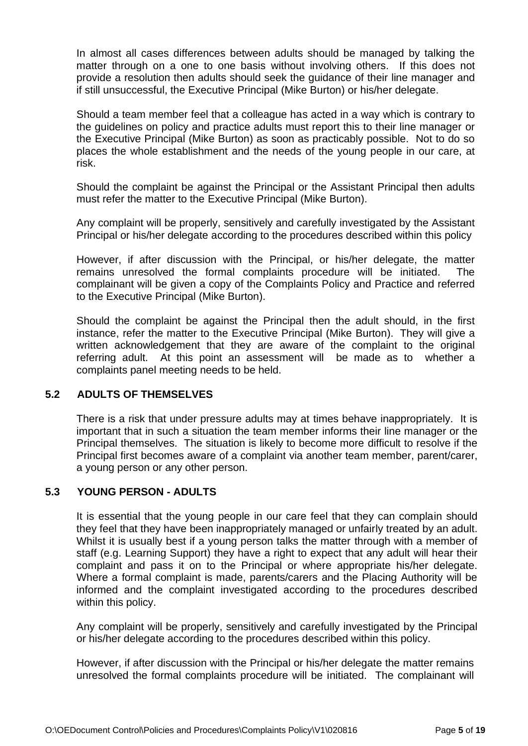In almost all cases differences between adults should be managed by talking the matter through on a one to one basis without involving others. If this does not provide a resolution then adults should seek the guidance of their line manager and if still unsuccessful, the Executive Principal (Mike Burton) or his/her delegate.

Should a team member feel that a colleague has acted in a way which is contrary to the guidelines on policy and practice adults must report this to their line manager or the Executive Principal (Mike Burton) as soon as practicably possible. Not to do so places the whole establishment and the needs of the young people in our care, at risk.

Should the complaint be against the Principal or the Assistant Principal then adults must refer the matter to the Executive Principal (Mike Burton).

Any complaint will be properly, sensitively and carefully investigated by the Assistant Principal or his/her delegate according to the procedures described within this policy

However, if after discussion with the Principal, or his/her delegate, the matter remains unresolved the formal complaints procedure will be initiated. The complainant will be given a copy of the Complaints Policy and Practice and referred to the Executive Principal (Mike Burton).

Should the complaint be against the Principal then the adult should, in the first instance, refer the matter to the Executive Principal (Mike Burton). They will give a written acknowledgement that they are aware of the complaint to the original referring adult. At this point an assessment will be made as to whether a complaints panel meeting needs to be held.

### 5.2 ADULTS OF THEMSELVES

There is a risk that under pressure adults may at times behave inappropriately. It is important that in such a situation the team member informs their line manager or the Principal themselves. The situation is likely to become more difficult to resolve if the Principal first becomes aware of a complaint via another team member, parent/carer, a young person or any other person.

### 5.3 YOUNG PERSON - ADULTS

It is essential that the young people in our care feel that they can complain should they feel that they have been inappropriately managed or unfairly treated by an adult. Whilst it is usually best if a young person talks the matter through with a member of staff (e.g. Learning Support) they have a right to expect that any adult will hear their complaint and pass it on to the Principal or where appropriate his/her delegate. Where a formal complaint is made, parents/carers and the Placing Authority will be informed and the complaint investigated according to the procedures described within this policy.

Any complaint will be properly, sensitively and carefully investigated by the Principal or his/her delegate according to the procedures described within this policy.

However, if after discussion with the Principal or his/her delegate the matter remains unresolved the formal complaints procedure will be initiated. The complainant will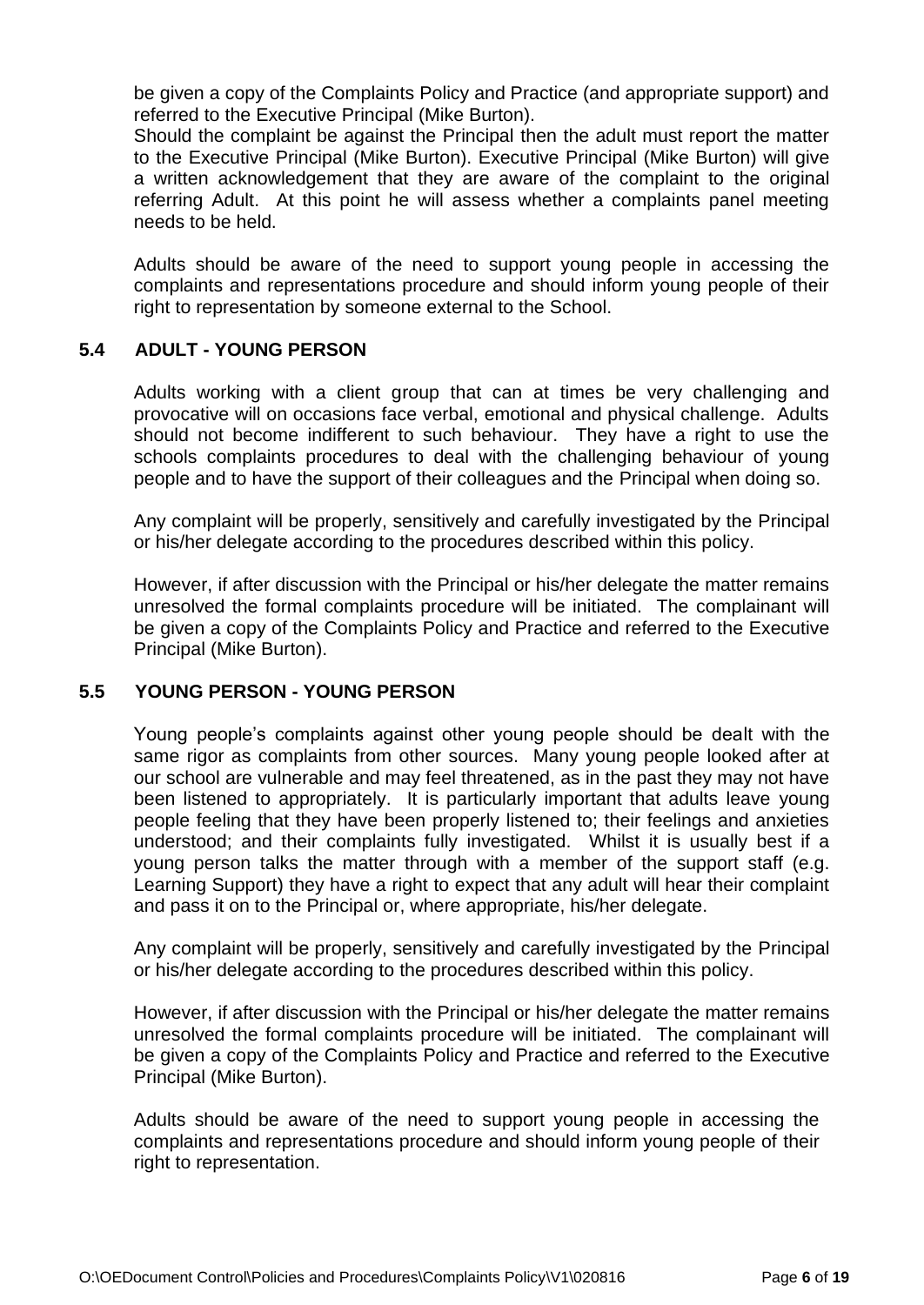be given a copy of the Complaints Policy and Practice (and appropriate support) and referred to the Executive Principal (Mike Burton).
Should the complaint be against the Principal then the adult must report the matter to the Executive Principal (Mike Burton). Executive Principal (Mike Burton) will give a written acknowledgement that they are aware of the complaint to the original referring Adult. At this point he will assess whether a complaints panel meeting needs to be held.

Adults should be aware of the need to support young people in accessing the complaints and representations procedure and should inform young people of their right to representation by someone external to the School.

### 5.4 ADULT - YOUNG PERSON

Adults working with a client group that can at times be very challenging and provocative will on occasions face verbal, emotional and physical challenge. Adults should not become indifferent to such behaviour. They have a right to use the schools complaints procedures to deal with the challenging behaviour of young people and to have the support of their colleagues and the Principal when doing so.

Any complaint will be properly, sensitively and carefully investigated by the Principal or his/her delegate according to the procedures described within this policy.

However, if after discussion with the Principal or his/her delegate the matter remains unresolved the formal complaints procedure will be initiated. The complainant will be given a copy of the Complaints Policy and Practice and referred to the Executive Principal (Mike Burton).

### 5.5 YOUNG PERSON - YOUNG PERSON

Young people's complaints against other young people should be dealt with the same rigor as complaints from other sources. Many young people looked after at our school are vulnerable and may feel threatened, as in the past they may not have been listened to appropriately. It is particularly important that adults leave young people feeling that they have been properly listened to; their feelings and anxieties understood; and their complaints fully investigated. Whilst it is usually best if a young person talks the matter through with a member of the support staff (e.g. Learning Support) they have a right to expect that any adult will hear their complaint and pass it on to the Principal or, where appropriate, his/her delegate.

Any complaint will be properly, sensitively and carefully investigated by the Principal or his/her delegate according to the procedures described within this policy.

However, if after discussion with the Principal or his/her delegate the matter remains unresolved the formal complaints procedure will be initiated. The complainant will be given a copy of the Complaints Policy and Practice and referred to the Executive Principal (Mike Burton).

Adults should be aware of the need to support young people in accessing the complaints and representations procedure and should inform young people of their right to representation.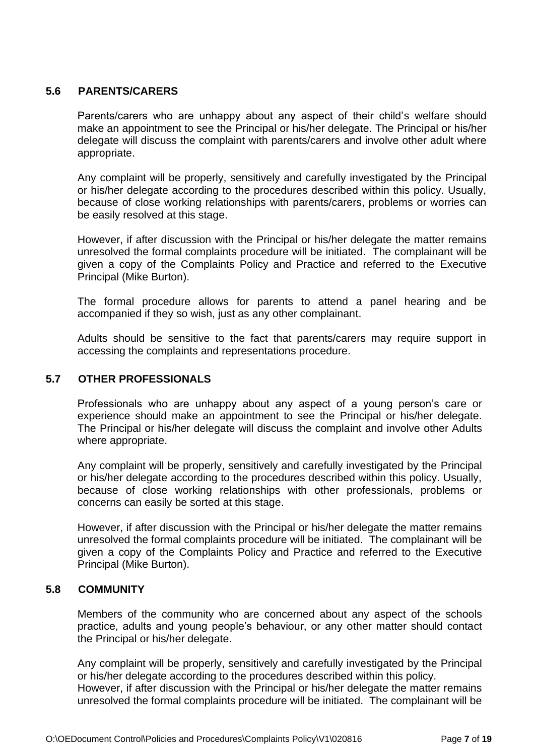## 5.6 PARENTS/CARERS

Parents/carers who are unhappy about any aspect of their child's welfare should make an appointment to see the Principal or his/her delegate. The Principal or his/her delegate will discuss the complaint with parents/carers and involve other adult where appropriate.

Any complaint will be properly, sensitively and carefully investigated by the Principal or his/her delegate according to the procedures described within this policy. Usually, because of close working relationships with parents/carers, problems or worries can be easily resolved at this stage.

However, if after discussion with the Principal or his/her delegate the matter remains unresolved the formal complaints procedure will be initiated. The complainant will be given a copy of the Complaints Policy and Practice and referred to the Executive Principal (Mike Burton).

The formal procedure allows for parents to attend a panel hearing and be accompanied if they so wish, just as any other complainant.

Adults should be sensitive to the fact that parents/carers may require support in accessing the complaints and representations procedure.

## 5.7 OTHER PROFESSIONALS

Professionals who are unhappy about any aspect of a young person's care or experience should make an appointment to see the Principal or his/her delegate. The Principal or his/her delegate will discuss the complaint and involve other Adults where appropriate.

Any complaint will be properly, sensitively and carefully investigated by the Principal or his/her delegate according to the procedures described within this policy. Usually, because of close working relationships with other professionals, problems or concerns can easily be sorted at this stage.

However, if after discussion with the Principal or his/her delegate the matter remains unresolved the formal complaints procedure will be initiated. The complainant will be given a copy of the Complaints Policy and Practice and referred to the Executive Principal (Mike Burton).

## 5.8 COMMUNITY

Members of the community who are concerned about any aspect of the schools practice, adults and young people's behaviour, or any other matter should contact the Principal or his/her delegate.

Any complaint will be properly, sensitively and carefully investigated by the Principal or his/her delegate according to the procedures described within this policy.
However, if after discussion with the Principal or his/her delegate the matter remains unresolved the formal complaints procedure will be initiated. The complainant will be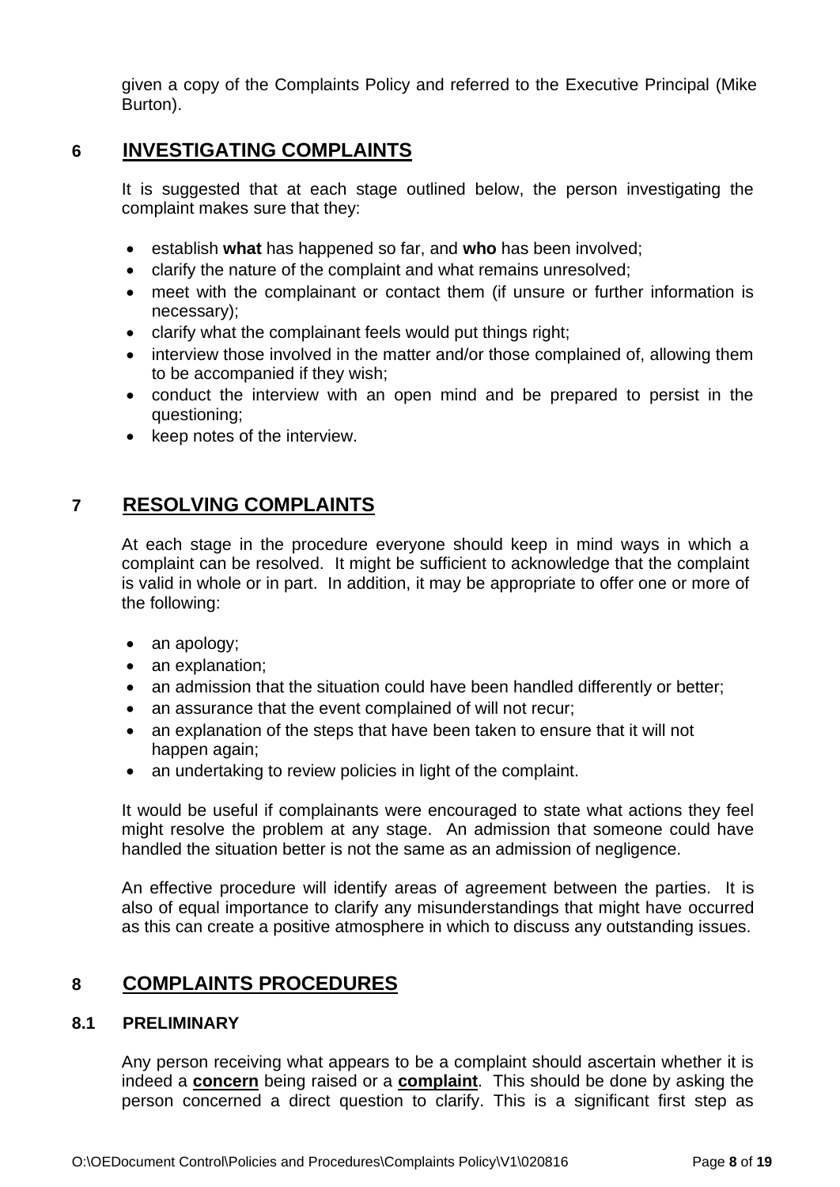given a copy of the Complaints Policy and referred to the Executive Principal (Mike Burton).

## 6 INVESTIGATING COMPLAINTS

It is suggested that at each stage outlined below, the person investigating the complaint makes sure that they:

- establish **what** has happened so far, and **who** has been involved;
- clarify the nature of the complaint and what remains unresolved;
- meet with the complainant or contact them (if unsure or further information is necessary);
- clarify what the complainant feels would put things right;
- interview those involved in the matter and/or those complained of, allowing them to be accompanied if they wish;
- conduct the interview with an open mind and be prepared to persist in the questioning;
- keep notes of the interview.

## 7 RESOLVING COMPLAINTS

At each stage in the procedure everyone should keep in mind ways in which a complaint can be resolved. It might be sufficient to acknowledge that the complaint is valid in whole or in part. In addition, it may be appropriate to offer one or more of the following:

- an apology;
- an explanation;
- an admission that the situation could have been handled differently or better;
- an assurance that the event complained of will not recur;
- an explanation of the steps that have been taken to ensure that it will not happen again;
- an undertaking to review policies in light of the complaint.

It would be useful if complainants were encouraged to state what actions they feel might resolve the problem at any stage. An admission that someone could have handled the situation better is not the same as an admission of negligence.

An effective procedure will identify areas of agreement between the parties. It is also of equal importance to clarify any misunderstandings that might have occurred as this can create a positive atmosphere in which to discuss any outstanding issues.

## 8 COMPLAINTS PROCEDURES

### 8.1 PRELIMINARY

Any person receiving what appears to be a complaint should ascertain whether it is indeed a **concern** being raised or a **complaint**. This should be done by asking the person concerned a direct question to clarify. This is a significant first step as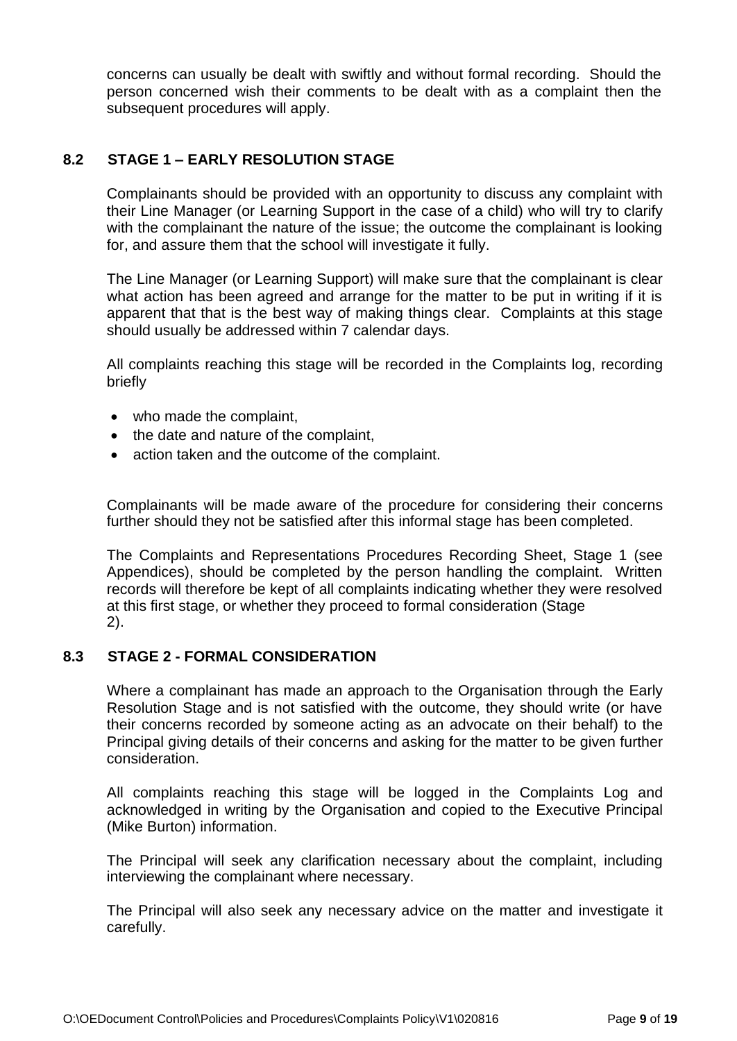concerns can usually be dealt with swiftly and without formal recording. Should the person concerned wish their comments to be dealt with as a complaint then the subsequent procedures will apply.

## 8.2 STAGE 1 – EARLY RESOLUTION STAGE

Complainants should be provided with an opportunity to discuss any complaint with their Line Manager (or Learning Support in the case of a child) who will try to clarify with the complainant the nature of the issue; the outcome the complainant is looking for, and assure them that the school will investigate it fully.

The Line Manager (or Learning Support) will make sure that the complainant is clear what action has been agreed and arrange for the matter to be put in writing if it is apparent that that is the best way of making things clear. Complaints at this stage should usually be addressed within 7 calendar days.

All complaints reaching this stage will be recorded in the Complaints log, recording briefly

- who made the complaint,
- the date and nature of the complaint,
- action taken and the outcome of the complaint.

Complainants will be made aware of the procedure for considering their concerns further should they not be satisfied after this informal stage has been completed.

The Complaints and Representations Procedures Recording Sheet, Stage 1 (see Appendices), should be completed by the person handling the complaint. Written records will therefore be kept of all complaints indicating whether they were resolved at this first stage, or whether they proceed to formal consideration (Stage 2).

## 8.3 STAGE 2 - FORMAL CONSIDERATION

Where a complainant has made an approach to the Organisation through the Early Resolution Stage and is not satisfied with the outcome, they should write (or have their concerns recorded by someone acting as an advocate on their behalf) to the Principal giving details of their concerns and asking for the matter to be given further consideration.

All complaints reaching this stage will be logged in the Complaints Log and acknowledged in writing by the Organisation and copied to the Executive Principal (Mike Burton) information.

The Principal will seek any clarification necessary about the complaint, including interviewing the complainant where necessary.

The Principal will also seek any necessary advice on the matter and investigate it carefully.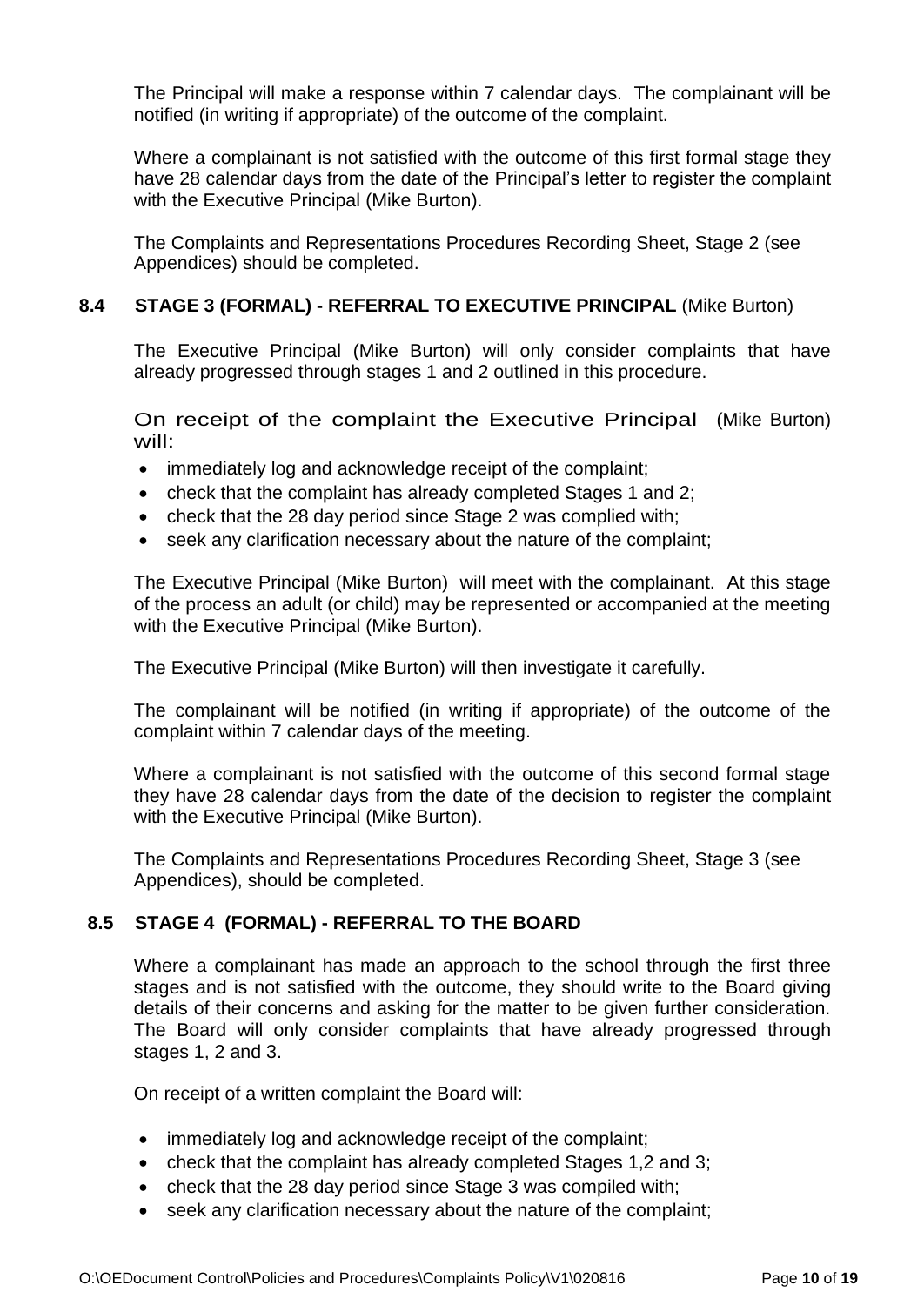The Principal will make a response within 7 calendar days. The complainant will be notified (in writing if appropriate) of the outcome of the complaint.

Where a complainant is not satisfied with the outcome of this first formal stage they have 28 calendar days from the date of the Principal's letter to register the complaint with the Executive Principal (Mike Burton).

The Complaints and Representations Procedures Recording Sheet, Stage 2 (see Appendices) should be completed.

### 8.4 STAGE 3 (FORMAL) - REFERRAL TO EXECUTIVE PRINCIPAL (Mike Burton)

The Executive Principal (Mike Burton) will only consider complaints that have already progressed through stages 1 and 2 outlined in this procedure.

On receipt of the complaint the Executive Principal (Mike Burton) will:

- immediately log and acknowledge receipt of the complaint;
- check that the complaint has already completed Stages 1 and 2;
- check that the 28 day period since Stage 2 was complied with;
- seek any clarification necessary about the nature of the complaint;

The Executive Principal (Mike Burton) will meet with the complainant. At this stage of the process an adult (or child) may be represented or accompanied at the meeting with the Executive Principal (Mike Burton).

The Executive Principal (Mike Burton) will then investigate it carefully.

The complainant will be notified (in writing if appropriate) of the outcome of the complaint within 7 calendar days of the meeting.

Where a complainant is not satisfied with the outcome of this second formal stage they have 28 calendar days from the date of the decision to register the complaint with the Executive Principal (Mike Burton).

The Complaints and Representations Procedures Recording Sheet, Stage 3 (see Appendices), should be completed.

### 8.5 STAGE 4 (FORMAL) - REFERRAL TO THE BOARD

Where a complainant has made an approach to the school through the first three stages and is not satisfied with the outcome, they should write to the Board giving details of their concerns and asking for the matter to be given further consideration. The Board will only consider complaints that have already progressed through stages 1, 2 and 3.

On receipt of a written complaint the Board will:

- immediately log and acknowledge receipt of the complaint;
- check that the complaint has already completed Stages 1,2 and 3;
- check that the 28 day period since Stage 3 was compiled with;
- seek any clarification necessary about the nature of the complaint;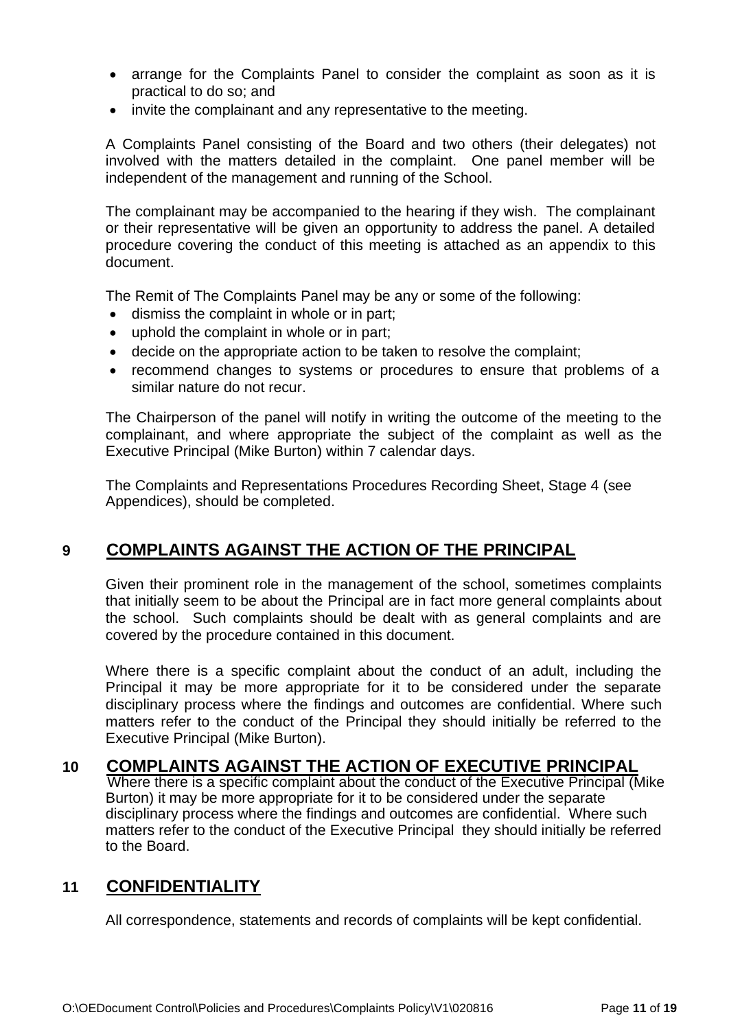- arrange for the Complaints Panel to consider the complaint as soon as it is practical to do so; and
- invite the complainant and any representative to the meeting.

A Complaints Panel consisting of the Board and two others (their delegates) not involved with the matters detailed in the complaint. One panel member will be independent of the management and running of the School.

The complainant may be accompanied to the hearing if they wish. The complainant or their representative will be given an opportunity to address the panel. A detailed procedure covering the conduct of this meeting is attached as an appendix to this document.

The Remit of The Complaints Panel may be any or some of the following:

- dismiss the complaint in whole or in part;
- uphold the complaint in whole or in part;
- decide on the appropriate action to be taken to resolve the complaint;
- recommend changes to systems or procedures to ensure that problems of a similar nature do not recur.

The Chairperson of the panel will notify in writing the outcome of the meeting to the complainant, and where appropriate the subject of the complaint as well as the Executive Principal (Mike Burton) within 7 calendar days.

The Complaints and Representations Procedures Recording Sheet, Stage 4 (see Appendices), should be completed.

## 9 COMPLAINTS AGAINST THE ACTION OF THE PRINCIPAL

Given their prominent role in the management of the school, sometimes complaints that initially seem to be about the Principal are in fact more general complaints about the school. Such complaints should be dealt with as general complaints and are covered by the procedure contained in this document.

Where there is a specific complaint about the conduct of an adult, including the Principal it may be more appropriate for it to be considered under the separate disciplinary process where the findings and outcomes are confidential. Where such matters refer to the conduct of the Principal they should initially be referred to the Executive Principal (Mike Burton).

## 10 COMPLAINTS AGAINST THE ACTION OF EXECUTIVE PRINCIPAL

Where there is a specific complaint about the conduct of the Executive Principal (Mike Burton) it may be more appropriate for it to be considered under the separate disciplinary process where the findings and outcomes are confidential. Where such matters refer to the conduct of the Executive Principal they should initially be referred to the Board.

## 11 CONFIDENTIALITY

All correspondence, statements and records of complaints will be kept confidential.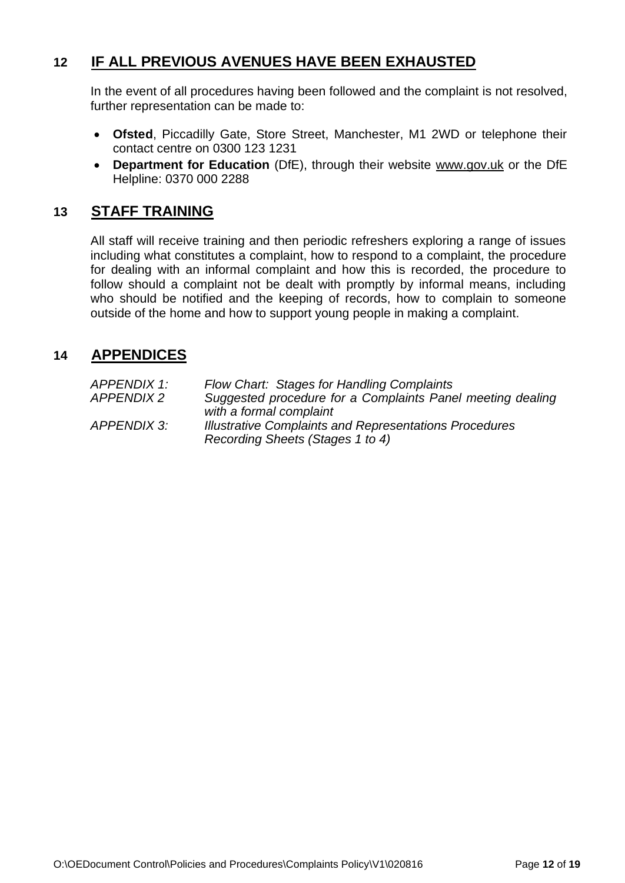## 12 IF ALL PREVIOUS AVENUES HAVE BEEN EXHAUSTED

In the event of all procedures having been followed and the complaint is not resolved, further representation can be made to:

- **Ofsted**, Piccadilly Gate, Store Street, Manchester, M1 2WD or telephone their contact centre on 0300 123 1231
- **Department for Education** (DfE), through their website www.gov.uk or the DfE Helpline: 0370 000 2288

## 13 STAFF TRAINING

All staff will receive training and then periodic refreshers exploring a range of issues including what constitutes a complaint, how to respond to a complaint, the procedure for dealing with an informal complaint and how this is recorded, the procedure to follow should a complaint not be dealt with promptly by informal means, including who should be notified and the keeping of records, how to complain to someone outside of the home and how to support young people in making a complaint.

## 14 APPENDICES

| | |
|---|---|
| *APPENDIX 1:* | *Flow Chart: Stages for Handling Complaints* |
| *APPENDIX 2* | *Suggested procedure for a Complaints Panel meeting dealing with a formal complaint* |
| *APPENDIX 3:* | *Illustrative Complaints and Representations Procedures Recording Sheets (Stages 1 to 4)* |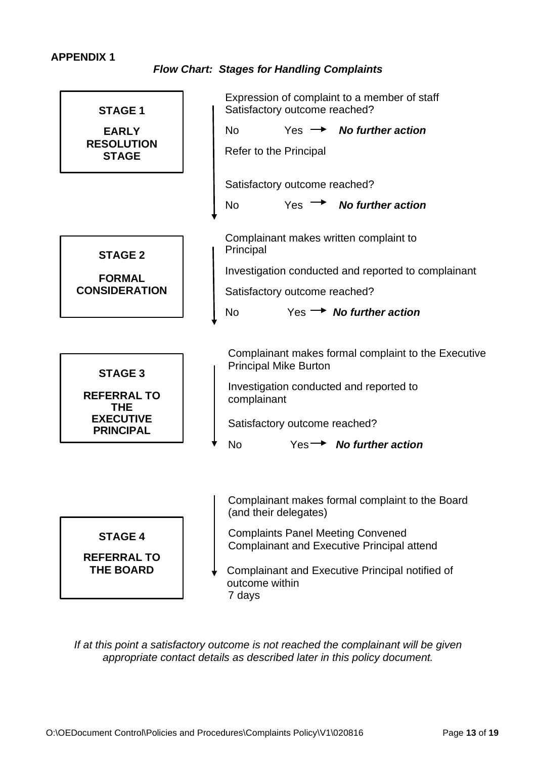**APPENDIX 1**

***Flow Chart: Stages for Handling Complaints***

| Stage | Process |
|---|---|
| **STAGE 1**<br>**EARLY RESOLUTION STAGE** | Expression of complaint to a member of staff<br>Satisfactory outcome reached?<br>No &nbsp;&nbsp; Yes → ***No further action***<br>Refer to the Principal<br>Satisfactory outcome reached?<br>No &nbsp;&nbsp; Yes → ***No further action*** |
| **STAGE 2**<br>**FORMAL CONSIDERATION** | Complainant makes written complaint to Principal<br>Investigation conducted and reported to complainant<br>Satisfactory outcome reached?<br>No &nbsp;&nbsp; Yes → ***No further action*** |
| **STAGE 3**<br>**REFERRAL TO THE EXECUTIVE PRINCIPAL** | Complainant makes formal complaint to the Executive Principal Mike Burton<br>Investigation conducted and reported to complainant<br>Satisfactory outcome reached?<br>No &nbsp;&nbsp; Yes → ***No further action*** |
| **STAGE 4**<br>**REFERRAL TO THE BOARD** | Complainant makes formal complaint to the Board (and their delegates)<br>Complaints Panel Meeting Convened<br>Complainant and Executive Principal attend<br>Complainant and Executive Principal notified of outcome within 7 days |

*If at this point a satisfactory outcome is not reached the complainant will be given appropriate contact details as described later in this policy document.*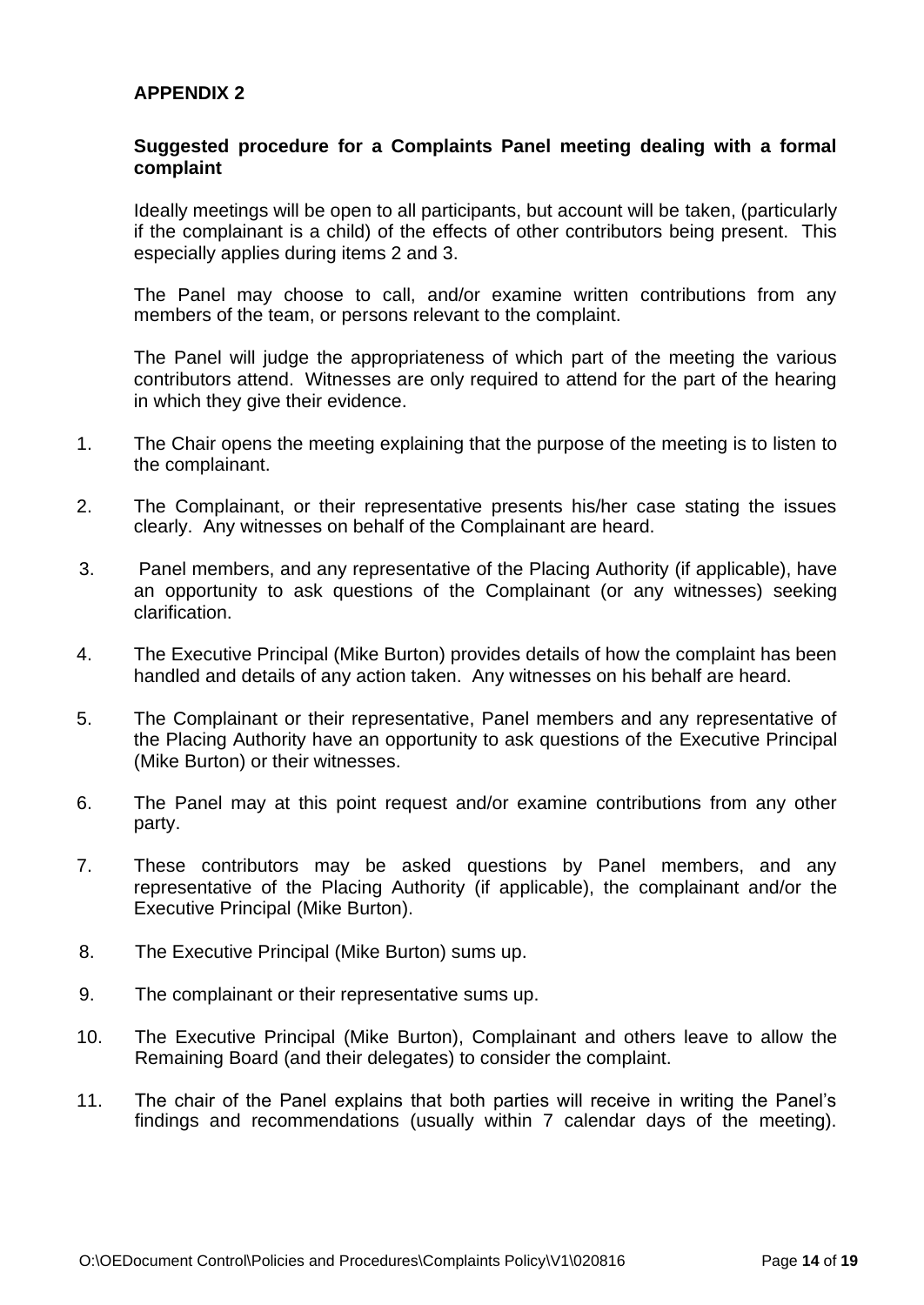## APPENDIX 2

**Suggested procedure for a Complaints Panel meeting dealing with a formal complaint**

Ideally meetings will be open to all participants, but account will be taken, (particularly if the complainant is a child) of the effects of other contributors being present. This especially applies during items 2 and 3.

The Panel may choose to call, and/or examine written contributions from any members of the team, or persons relevant to the complaint.

The Panel will judge the appropriateness of which part of the meeting the various contributors attend. Witnesses are only required to attend for the part of the hearing in which they give their evidence.

1. The Chair opens the meeting explaining that the purpose of the meeting is to listen to the complainant.
2. The Complainant, or their representative presents his/her case stating the issues clearly. Any witnesses on behalf of the Complainant are heard.
3. Panel members, and any representative of the Placing Authority (if applicable), have an opportunity to ask questions of the Complainant (or any witnesses) seeking clarification.
4. The Executive Principal (Mike Burton) provides details of how the complaint has been handled and details of any action taken. Any witnesses on his behalf are heard.
5. The Complainant or their representative, Panel members and any representative of the Placing Authority have an opportunity to ask questions of the Executive Principal (Mike Burton) or their witnesses.
6. The Panel may at this point request and/or examine contributions from any other party.
7. These contributors may be asked questions by Panel members, and any representative of the Placing Authority (if applicable), the complainant and/or the Executive Principal (Mike Burton).
8. The Executive Principal (Mike Burton) sums up.
9. The complainant or their representative sums up.
10. The Executive Principal (Mike Burton), Complainant and others leave to allow the Remaining Board (and their delegates) to consider the complaint.
11. The chair of the Panel explains that both parties will receive in writing the Panel's findings and recommendations (usually within 7 calendar days of the meeting).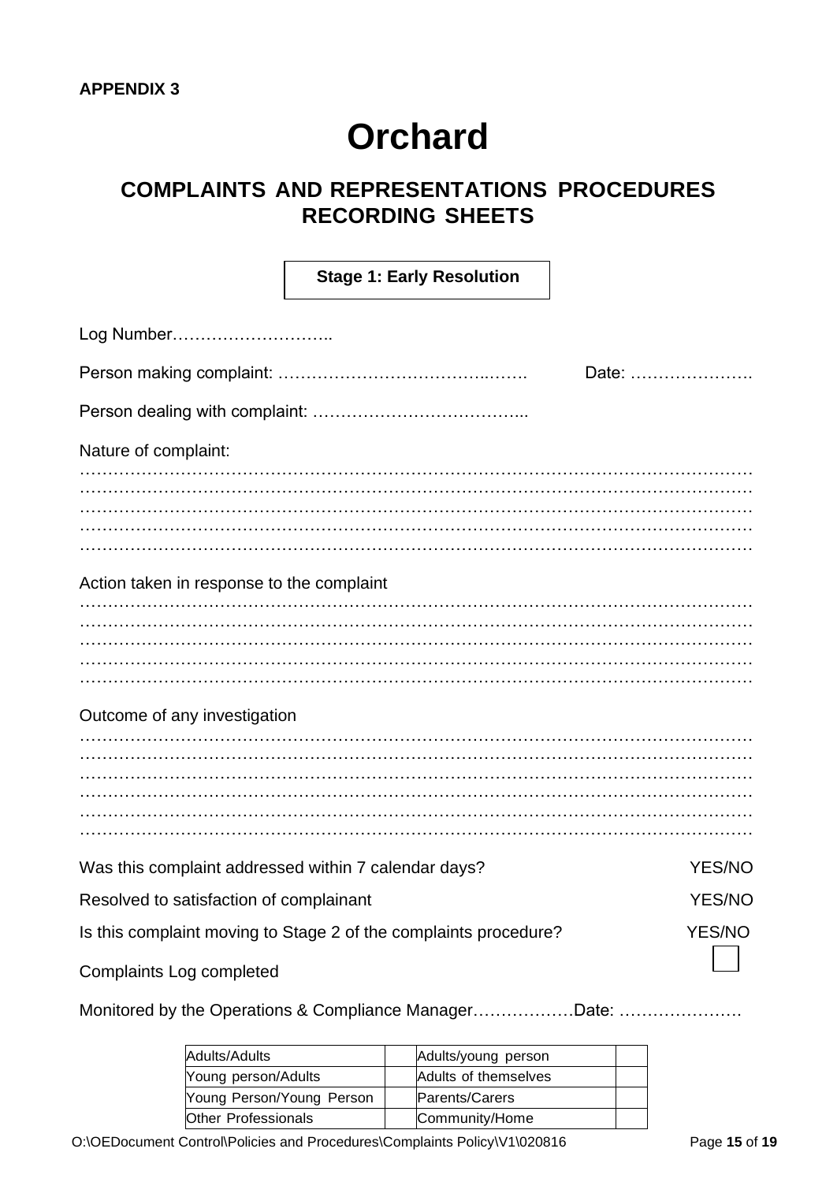**APPENDIX 3**

# Orchard

## COMPLAINTS AND REPRESENTATIONS PROCEDURES RECORDING SHEETS

**Stage 1: Early Resolution**

Log Number………………………..

Person making complaint: ………………………………..……. Date: ………………….

Person dealing with complaint: ………………………………...

Nature of complaint:
……………………………………………………………………………………………………
……………………………………………………………………………………………………
……………………………………………………………………………………………………
……………………………………………………………………………………………………
……………………………………………………………………………………………………

Action taken in response to the complaint
……………………………………………………………………………………………………
……………………………………………………………………………………………………
……………………………………………………………………………………………………
……………………………………………………………………………………………………
……………………………………………………………………………………………………

Outcome of any investigation
……………………………………………………………………………………………………
……………………………………………………………………………………………………
……………………………………………………………………………………………………
……………………………………………………………………………………………………
……………………………………………………………………………………………………
……………………………………………………………………………………………………

Was this complaint addressed within 7 calendar days? YES/NO

Resolved to satisfaction of complainant YES/NO

Is this complaint moving to Stage 2 of the complaints procedure? YES/NO

Complaints Log completed ☐

Monitored by the Operations & Compliance Manager………………Date: ………………….

| Adults/Adults | | Adults/young person | |
|---|---|---|---|
| Young person/Adults | | Adults of themselves | |
| Young Person/Young Person | | Parents/Carers | |
| Other Professionals | | Community/Home | |

O:\OEDocument Control\Policies and Procedures\Complaints Policy\V1\020816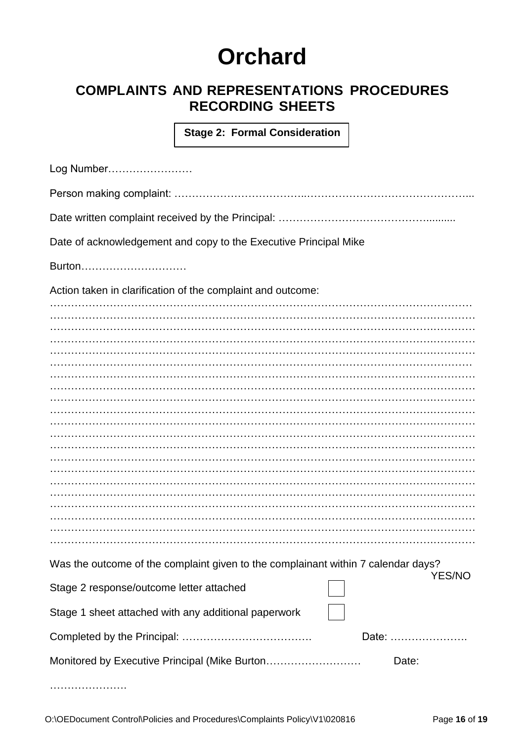# Orchard

## COMPLAINTS AND REPRESENTATIONS PROCEDURES RECORDING SHEETS

**Stage 2: Formal Consideration**

Log Number……………………

Person making complaint: ………………………………..………………………………………...

Date written complaint received by the Principal: ……………………………………..........

Date of acknowledgement and copy to the Executive Principal Mike

Burton…………………………

Action taken in clarification of the complaint and outcome:
…………………………………………………………………………………………………………
…………………………………………………………………………………………………………
…………………………………………………………………………………………………………
…………………………………………………………………………………………………………
…………………………………………………………………………………………………………
…………………………………………………………………………………………………………
…………………………………………………………………………………………………………
…………………………………………………………………………………………………………
…………………………………………………………………………………………………………
…………………………………………………………………………………………………………
…………………………………………………………………………………………………………
…………………………………………………………………………………………………………
…………………………………………………………………………………………………………
…………………………………………………………………………………………………………
…………………………………………………………………………………………………………
…………………………………………………………………………………………………………
…………………………………………………………………………………………………………
…………………………………………………………………………………………………………
…………………………………………………………………………………………………………
…………………………………………………………………………………………………………
…………………………………………………………………………………………………………

Was the outcome of the complaint given to the complainant within 7 calendar days? YES/NO

Stage 2 response/outcome letter attached ☐

Stage 1 sheet attached with any additional paperwork ☐

Completed by the Principal: ……………………………… Date: ………………….

Monitored by Executive Principal (Mike Burton……………………… Date:

………………….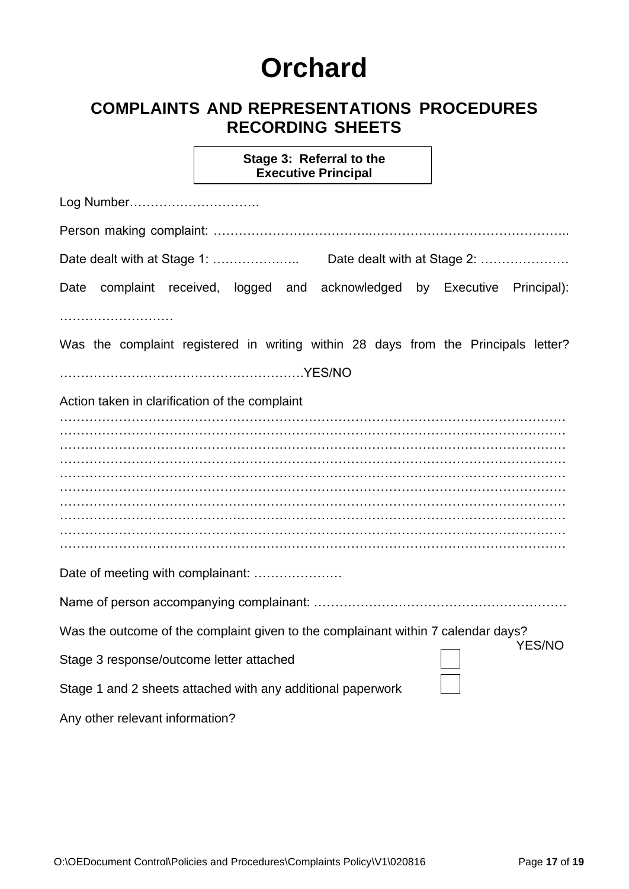# Orchard

## COMPLAINTS AND REPRESENTATIONS PROCEDURES RECORDING SHEETS

**Stage 3: Referral to the Executive Principal**

Log Number…………………………

Person making complaint: ……………………………..………………………………………..

Date dealt with at Stage 1: ……………..….. Date dealt with at Stage 2: …………………

Date complaint received, logged and acknowledged by Executive Principal): ………………………

Was the complaint registered in writing within 28 days from the Principals letter? ………………………………………………….YES/NO

Action taken in clarification of the complaint
…………………………………………………………………………………………………………
…………………………………………………………………………………………………………
…………………………………………………………………………………………………………
…………………………………………………………………………………………………………
…………………………………………………………………………………………………………
…………………………………………………………………………………………………………
…………………………………………………………………………………………………………
…………………………………………………………………………………………………………
…………………………………………………………………………………………………………
…………………………………………………………………………………………………………

Date of meeting with complainant: …………………

Name of person accompanying complainant: ……………………………………………………

Was the outcome of the complaint given to the complainant within 7 calendar days? YES/NO

Stage 3 response/outcome letter attached ☐

Stage 1 and 2 sheets attached with any additional paperwork ☐

Any other relevant information?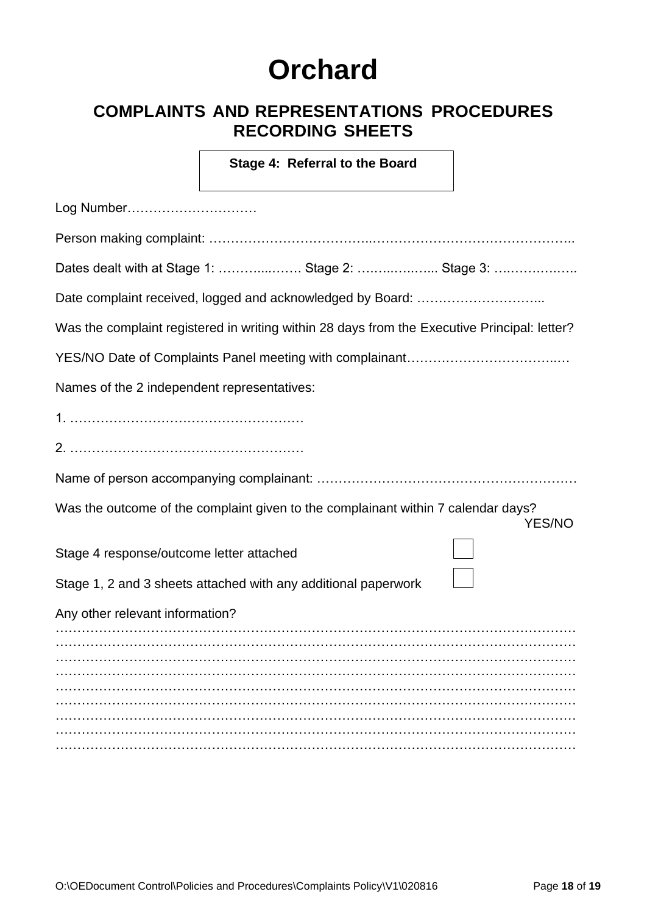# Orchard

## COMPLAINTS AND REPRESENTATIONS PROCEDURES RECORDING SHEETS

**Stage 4: Referral to the Board**

Log Number…………………………

Person making complaint: ………………………………..………………………………………..

Dates dealt with at Stage 1: ………....……. Stage 2: ……..…..…... Stage 3: ….…………..

Date complaint received, logged and acknowledged by Board: ………………………...

Was the complaint registered in writing within 28 days from the Executive Principal: letter?

YES/NO Date of Complaints Panel meeting with complainant……….…………………..…

Names of the 2 independent representatives:

1. ………………………………………………

2. ………………………………………………

Name of person accompanying complainant: …………………………………………………

Was the outcome of the complaint given to the complainant within 7 calendar days? YES/NO

Stage 4 response/outcome letter attached ☐

Stage 1, 2 and 3 sheets attached with any additional paperwork ☐

Any other relevant information?

…………………………………………………………………………………………………………
…………………………………………………………………………………………………………
…………………………………………………………………………………………………………
…………………………………………………………………………………………………………
…………………………………………………………………………………………………………
…………………………………………………………………………………………………………
…………………………………………………………………………………………………………
…………………………………………………………………………………………………………
…………………………………………………………………………………………………………

O:\OEDocument Control\Policies and Procedures\Complaints Policy\V1\020816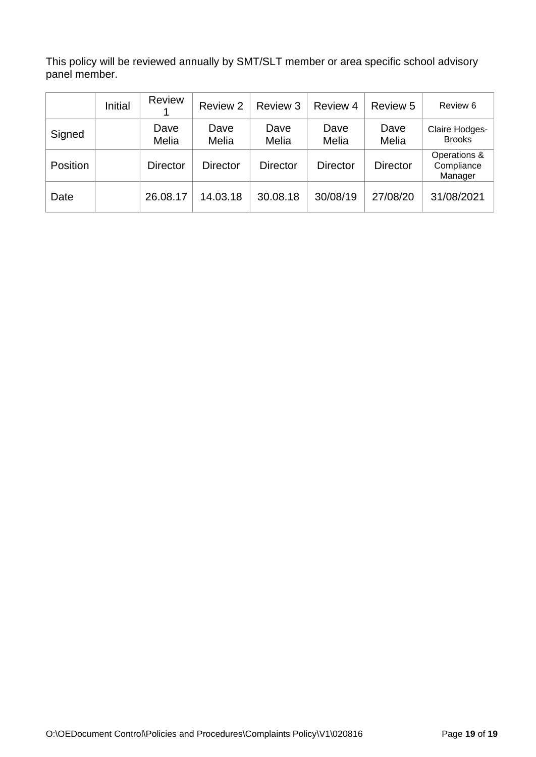This policy will be reviewed annually by SMT/SLT member or area specific school advisory panel member.

| | Initial | Review 1 | Review 2 | Review 3 | Review 4 | Review 5 | Review 6 |
|---|---|---|---|---|---|---|---|
| Signed | | Dave Melia | Dave Melia | Dave Melia | Dave Melia | Dave Melia | Claire Hodges-Brooks |
| Position | | Director | Director | Director | Director | Director | Operations & Compliance Manager |
| Date | | 26.08.17 | 14.03.18 | 30.08.18 | 30/08/19 | 27/08/20 | 31/08/2021 |